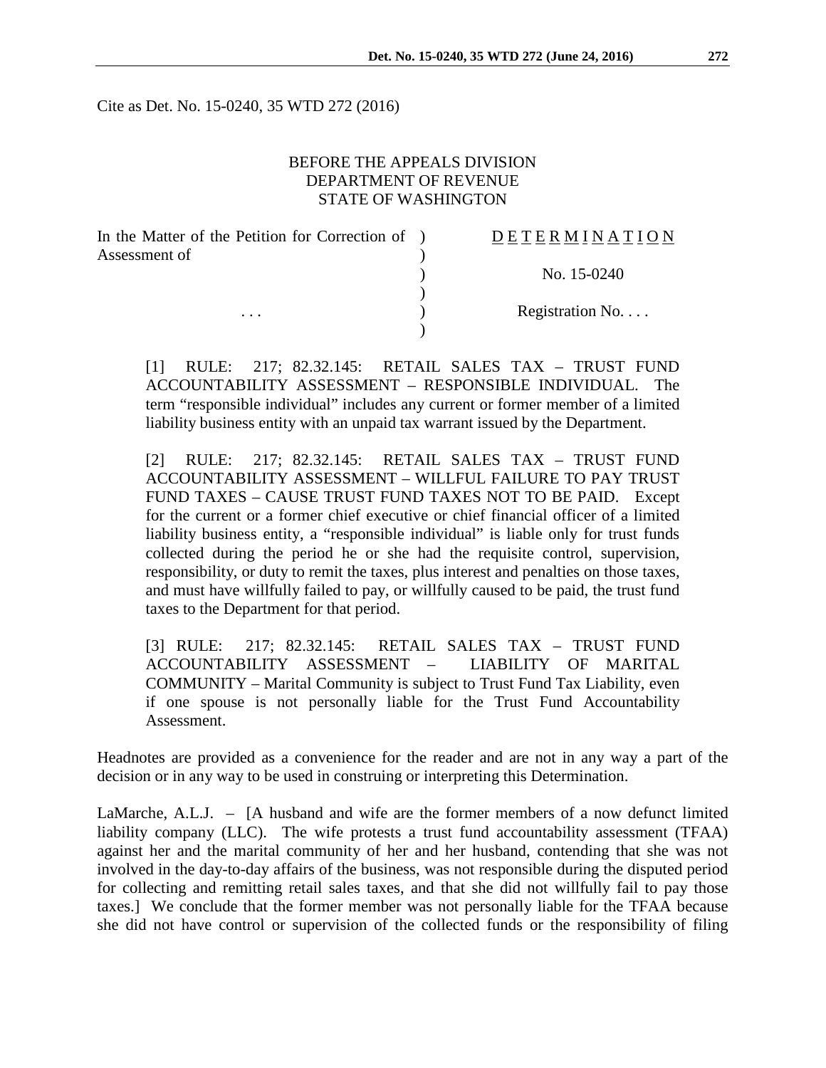Cite as Det. No. 15-0240, 35 WTD 272 (2016)

BEFORE THE APPEALS DIVISION
DEPARTMENT OF REVENUE
STATE OF WASHINGTON

| | | |
|---|---|---|
| In the Matter of the Petition for Correction of Assessment of | ) | D E T E R M I N A T I O N |
| | ) | No. 15-0240 |
| . . . | ) | Registration No. . . . |

[1] RULE: 217; 82.32.145: RETAIL SALES TAX – TRUST FUND ACCOUNTABILITY ASSESSMENT – RESPONSIBLE INDIVIDUAL. The term "responsible individual" includes any current or former member of a limited liability business entity with an unpaid tax warrant issued by the Department.

[2] RULE: 217; 82.32.145: RETAIL SALES TAX – TRUST FUND ACCOUNTABILITY ASSESSMENT – WILLFUL FAILURE TO PAY TRUST FUND TAXES – CAUSE TRUST FUND TAXES NOT TO BE PAID. Except for the current or a former chief executive or chief financial officer of a limited liability business entity, a "responsible individual" is liable only for trust funds collected during the period he or she had the requisite control, supervision, responsibility, or duty to remit the taxes, plus interest and penalties on those taxes, and must have willfully failed to pay, or willfully caused to be paid, the trust fund taxes to the Department for that period.

[3] RULE: 217; 82.32.145: RETAIL SALES TAX – TRUST FUND ACCOUNTABILITY ASSESSMENT – LIABILITY OF MARITAL COMMUNITY – Marital Community is subject to Trust Fund Tax Liability, even if one spouse is not personally liable for the Trust Fund Accountability Assessment.

Headnotes are provided as a convenience for the reader and are not in any way a part of the decision or in any way to be used in construing or interpreting this Determination.

LaMarche, A.L.J. – [A husband and wife are the former members of a now defunct limited liability company (LLC). The wife protests a trust fund accountability assessment (TFAA) against her and the marital community of her and her husband, contending that she was not involved in the day-to-day affairs of the business, was not responsible during the disputed period for collecting and remitting retail sales taxes, and that she did not willfully fail to pay those taxes.] We conclude that the former member was not personally liable for the TFAA because she did not have control or supervision of the collected funds or the responsibility of filing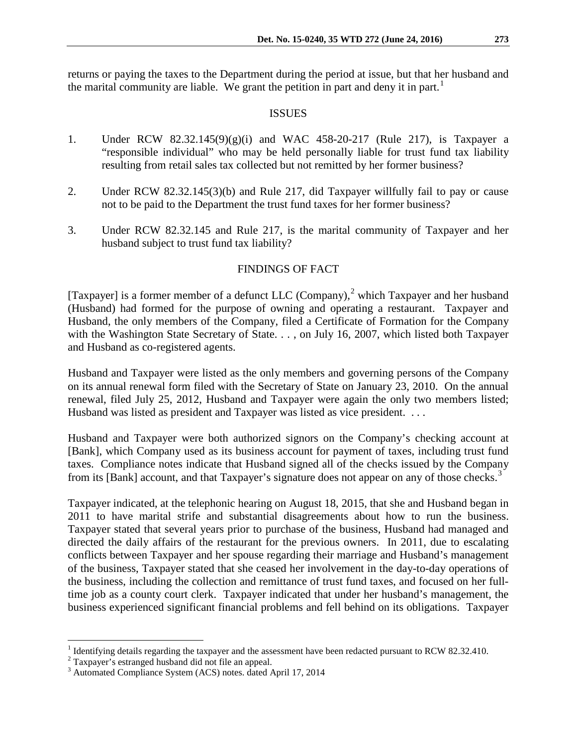returns or paying the taxes to the Department during the period at issue, but that her husband and the marital community are liable. We grant the petition in part and deny it in part.[1]

## ISSUES

1. Under RCW 82.32.145(9)(g)(i) and WAC 458-20-217 (Rule 217), is Taxpayer a "responsible individual" who may be held personally liable for trust fund tax liability resulting from retail sales tax collected but not remitted by her former business?

2. Under RCW 82.32.145(3)(b) and Rule 217, did Taxpayer willfully fail to pay or cause not to be paid to the Department the trust fund taxes for her former business?

3. Under RCW 82.32.145 and Rule 217, is the marital community of Taxpayer and her husband subject to trust fund tax liability?

## FINDINGS OF FACT

[Taxpayer] is a former member of a defunct LLC (Company),[2] which Taxpayer and her husband (Husband) had formed for the purpose of owning and operating a restaurant. Taxpayer and Husband, the only members of the Company, filed a Certificate of Formation for the Company with the Washington State Secretary of State. . . , on July 16, 2007, which listed both Taxpayer and Husband as co-registered agents.

Husband and Taxpayer were listed as the only members and governing persons of the Company on its annual renewal form filed with the Secretary of State on January 23, 2010. On the annual renewal, filed July 25, 2012, Husband and Taxpayer were again the only two members listed; Husband was listed as president and Taxpayer was listed as vice president. . . .

Husband and Taxpayer were both authorized signors on the Company's checking account at [Bank], which Company used as its business account for payment of taxes, including trust fund taxes. Compliance notes indicate that Husband signed all of the checks issued by the Company from its [Bank] account, and that Taxpayer's signature does not appear on any of those checks.[3]

Taxpayer indicated, at the telephonic hearing on August 18, 2015, that she and Husband began in 2011 to have marital strife and substantial disagreements about how to run the business. Taxpayer stated that several years prior to purchase of the business, Husband had managed and directed the daily affairs of the restaurant for the previous owners. In 2011, due to escalating conflicts between Taxpayer and her spouse regarding their marriage and Husband's management of the business, Taxpayer stated that she ceased her involvement in the day-to-day operations of the business, including the collection and remittance of trust fund taxes, and focused on her full-time job as a county court clerk. Taxpayer indicated that under her husband's management, the business experienced significant financial problems and fell behind on its obligations. Taxpayer

---

[1] Identifying details regarding the taxpayer and the assessment have been redacted pursuant to RCW 82.32.410.

[2] Taxpayer's estranged husband did not file an appeal.

[3] Automated Compliance System (ACS) notes. dated April 17, 2014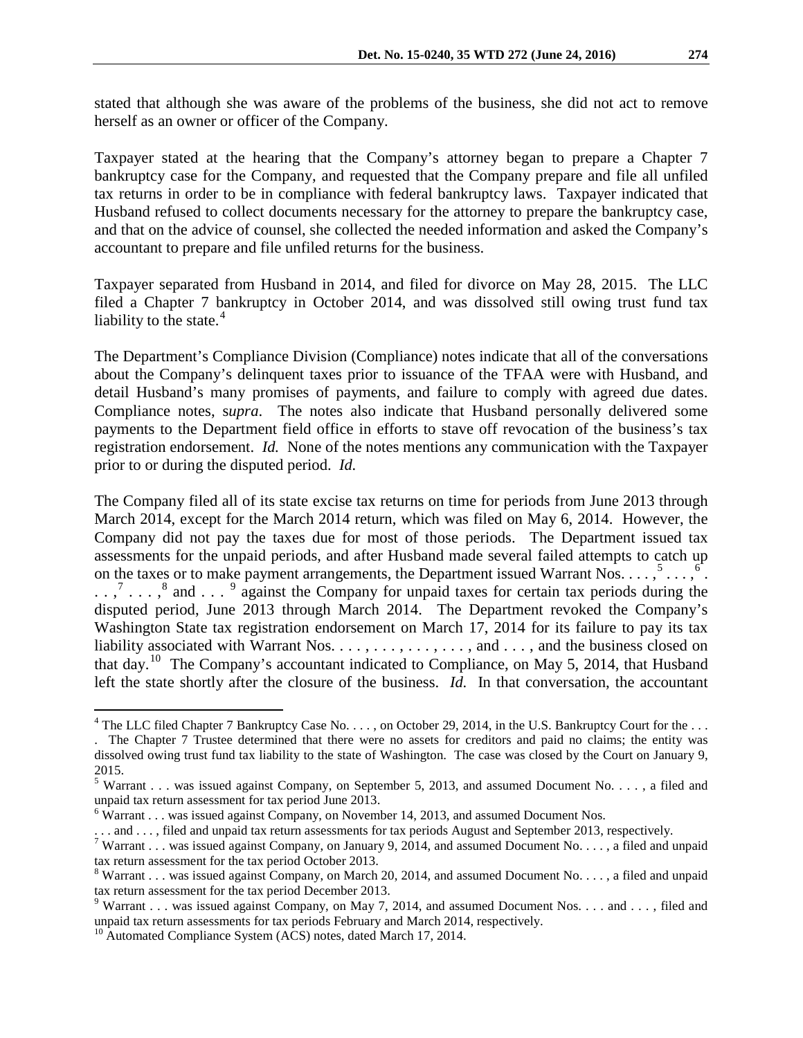stated that although she was aware of the problems of the business, she did not act to remove herself as an owner or officer of the Company.

Taxpayer stated at the hearing that the Company's attorney began to prepare a Chapter 7 bankruptcy case for the Company, and requested that the Company prepare and file all unfiled tax returns in order to be in compliance with federal bankruptcy laws. Taxpayer indicated that Husband refused to collect documents necessary for the attorney to prepare the bankruptcy case, and that on the advice of counsel, she collected the needed information and asked the Company's accountant to prepare and file unfiled returns for the business.

Taxpayer separated from Husband in 2014, and filed for divorce on May 28, 2015. The LLC filed a Chapter 7 bankruptcy in October 2014, and was dissolved still owing trust fund tax liability to the state.[4]

The Department's Compliance Division (Compliance) notes indicate that all of the conversations about the Company's delinquent taxes prior to issuance of the TFAA were with Husband, and detail Husband's many promises of payments, and failure to comply with agreed due dates. Compliance notes, s*upra*. The notes also indicate that Husband personally delivered some payments to the Department field office in efforts to stave off revocation of the business's tax registration endorsement. *Id.* None of the notes mentions any communication with the Taxpayer prior to or during the disputed period. *Id.*

The Company filed all of its state excise tax returns on time for periods from June 2013 through March 2014, except for the March 2014 return, which was filed on May 6, 2014. However, the Company did not pay the taxes due for most of those periods. The Department issued tax assessments for the unpaid periods, and after Husband made several failed attempts to catch up on the taxes or to make payment arrangements, the Department issued Warrant Nos. . . . ,[5] . . . ,[6] . . . ,[7] . . . ,[8] and . . . [9] against the Company for unpaid taxes for certain tax periods during the disputed period, June 2013 through March 2014. The Department revoked the Company's Washington State tax registration endorsement on March 17, 2014 for its failure to pay its tax liability associated with Warrant Nos. . . . , . . . , . . . , . . . , and . . . , and the business closed on that day.[10] The Company's accountant indicated to Compliance, on May 5, 2014, that Husband left the state shortly after the closure of the business. *Id.* In that conversation, the accountant

---

[4] The LLC filed Chapter 7 Bankruptcy Case No. . . . , on October 29, 2014, in the U.S. Bankruptcy Court for the . . . . The Chapter 7 Trustee determined that there were no assets for creditors and paid no claims; the entity was dissolved owing trust fund tax liability to the state of Washington. The case was closed by the Court on January 9, 2015.

[5] Warrant . . . was issued against Company, on September 5, 2013, and assumed Document No. . . . , a filed and unpaid tax return assessment for tax period June 2013.

[6] Warrant . . . was issued against Company, on November 14, 2013, and assumed Document Nos. . . . and . . . , filed and unpaid tax return assessments for tax periods August and September 2013, respectively.

[7] Warrant . . . was issued against Company, on January 9, 2014, and assumed Document No. . . . , a filed and unpaid tax return assessment for the tax period October 2013.

[8] Warrant . . . was issued against Company, on March 20, 2014, and assumed Document No. . . . , a filed and unpaid tax return assessment for the tax period December 2013.

[9] Warrant . . . was issued against Company, on May 7, 2014, and assumed Document Nos. . . . and . . . , filed and unpaid tax return assessments for tax periods February and March 2014, respectively.

[10] Automated Compliance System (ACS) notes, dated March 17, 2014.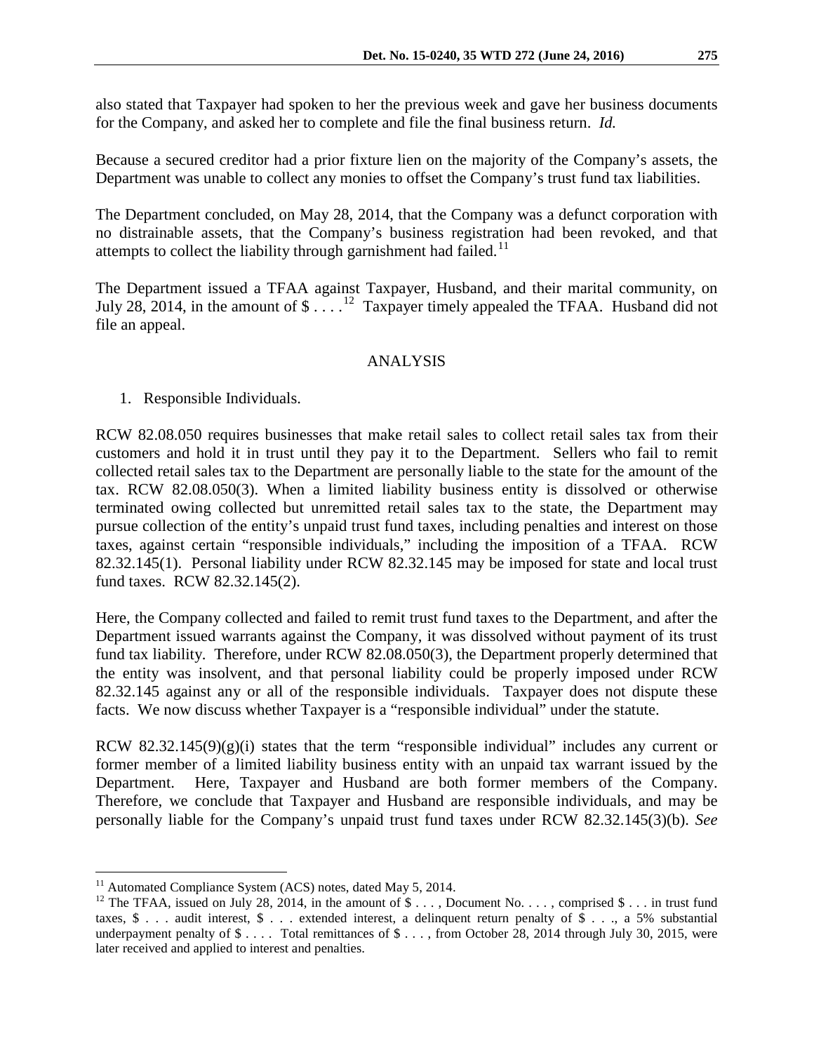also stated that Taxpayer had spoken to her the previous week and gave her business documents for the Company, and asked her to complete and file the final business return. *Id.*

Because a secured creditor had a prior fixture lien on the majority of the Company's assets, the Department was unable to collect any monies to offset the Company's trust fund tax liabilities.

The Department concluded, on May 28, 2014, that the Company was a defunct corporation with no distrainable assets, that the Company's business registration had been revoked, and that attempts to collect the liability through garnishment had failed.[11]

The Department issued a TFAA against Taxpayer, Husband, and their marital community, on July 28, 2014, in the amount of $ . . . .[12] Taxpayer timely appealed the TFAA. Husband did not file an appeal.

## ANALYSIS

1. Responsible Individuals.

RCW 82.08.050 requires businesses that make retail sales to collect retail sales tax from their customers and hold it in trust until they pay it to the Department. Sellers who fail to remit collected retail sales tax to the Department are personally liable to the state for the amount of the tax. RCW 82.08.050(3). When a limited liability business entity is dissolved or otherwise terminated owing collected but unremitted retail sales tax to the state, the Department may pursue collection of the entity's unpaid trust fund taxes, including penalties and interest on those taxes, against certain "responsible individuals," including the imposition of a TFAA. RCW 82.32.145(1). Personal liability under RCW 82.32.145 may be imposed for state and local trust fund taxes. RCW 82.32.145(2).

Here, the Company collected and failed to remit trust fund taxes to the Department, and after the Department issued warrants against the Company, it was dissolved without payment of its trust fund tax liability. Therefore, under RCW 82.08.050(3), the Department properly determined that the entity was insolvent, and that personal liability could be properly imposed under RCW 82.32.145 against any or all of the responsible individuals. Taxpayer does not dispute these facts. We now discuss whether Taxpayer is a "responsible individual" under the statute.

RCW 82.32.145(9)(g)(i) states that the term "responsible individual" includes any current or former member of a limited liability business entity with an unpaid tax warrant issued by the Department. Here, Taxpayer and Husband are both former members of the Company. Therefore, we conclude that Taxpayer and Husband are responsible individuals, and may be personally liable for the Company's unpaid trust fund taxes under RCW 82.32.145(3)(b). *See*

---

[11] Automated Compliance System (ACS) notes, dated May 5, 2014.

[12] The TFAA, issued on July 28, 2014, in the amount of $ . . . , Document No. . . . , comprised $ . . . in trust fund taxes, $ . . . audit interest, $ . . . extended interest, a delinquent return penalty of $ . . ., a 5% substantial underpayment penalty of $ . . . . Total remittances of $ . . . , from October 28, 2014 through July 30, 2015, were later received and applied to interest and penalties.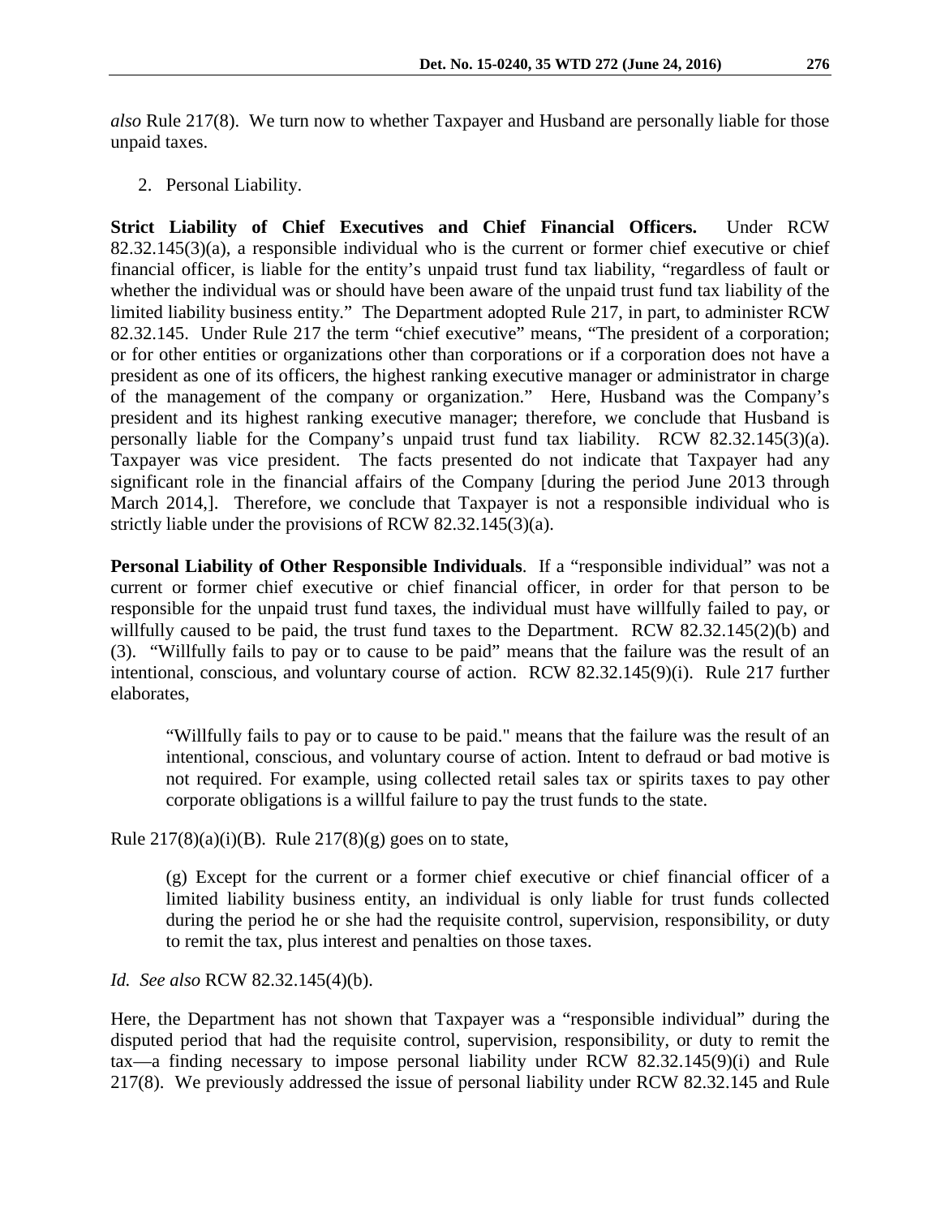*also* Rule 217(8). We turn now to whether Taxpayer and Husband are personally liable for those unpaid taxes.

2. Personal Liability.

**Strict Liability of Chief Executives and Chief Financial Officers.** Under RCW 82.32.145(3)(a), a responsible individual who is the current or former chief executive or chief financial officer, is liable for the entity's unpaid trust fund tax liability, "regardless of fault or whether the individual was or should have been aware of the unpaid trust fund tax liability of the limited liability business entity." The Department adopted Rule 217, in part, to administer RCW 82.32.145. Under Rule 217 the term "chief executive" means, "The president of a corporation; or for other entities or organizations other than corporations or if a corporation does not have a president as one of its officers, the highest ranking executive manager or administrator in charge of the management of the company or organization." Here, Husband was the Company's president and its highest ranking executive manager; therefore, we conclude that Husband is personally liable for the Company's unpaid trust fund tax liability. RCW 82.32.145(3)(a). Taxpayer was vice president. The facts presented do not indicate that Taxpayer had any significant role in the financial affairs of the Company [during the period June 2013 through March 2014,]. Therefore, we conclude that Taxpayer is not a responsible individual who is strictly liable under the provisions of RCW 82.32.145(3)(a).

**Personal Liability of Other Responsible Individuals**. If a "responsible individual" was not a current or former chief executive or chief financial officer, in order for that person to be responsible for the unpaid trust fund taxes, the individual must have willfully failed to pay, or willfully caused to be paid, the trust fund taxes to the Department. RCW 82.32.145(2)(b) and (3). "Willfully fails to pay or to cause to be paid" means that the failure was the result of an intentional, conscious, and voluntary course of action. RCW 82.32.145(9)(i). Rule 217 further elaborates,

> "Willfully fails to pay or to cause to be paid." means that the failure was the result of an intentional, conscious, and voluntary course of action. Intent to defraud or bad motive is not required. For example, using collected retail sales tax or spirits taxes to pay other corporate obligations is a willful failure to pay the trust funds to the state.

Rule 217(8)(a)(i)(B). Rule 217(8)(g) goes on to state,

> (g) Except for the current or a former chief executive or chief financial officer of a limited liability business entity, an individual is only liable for trust funds collected during the period he or she had the requisite control, supervision, responsibility, or duty to remit the tax, plus interest and penalties on those taxes.

*Id. See also* RCW 82.32.145(4)(b).

Here, the Department has not shown that Taxpayer was a "responsible individual" during the disputed period that had the requisite control, supervision, responsibility, or duty to remit the tax—a finding necessary to impose personal liability under RCW 82.32.145(9)(i) and Rule 217(8). We previously addressed the issue of personal liability under RCW 82.32.145 and Rule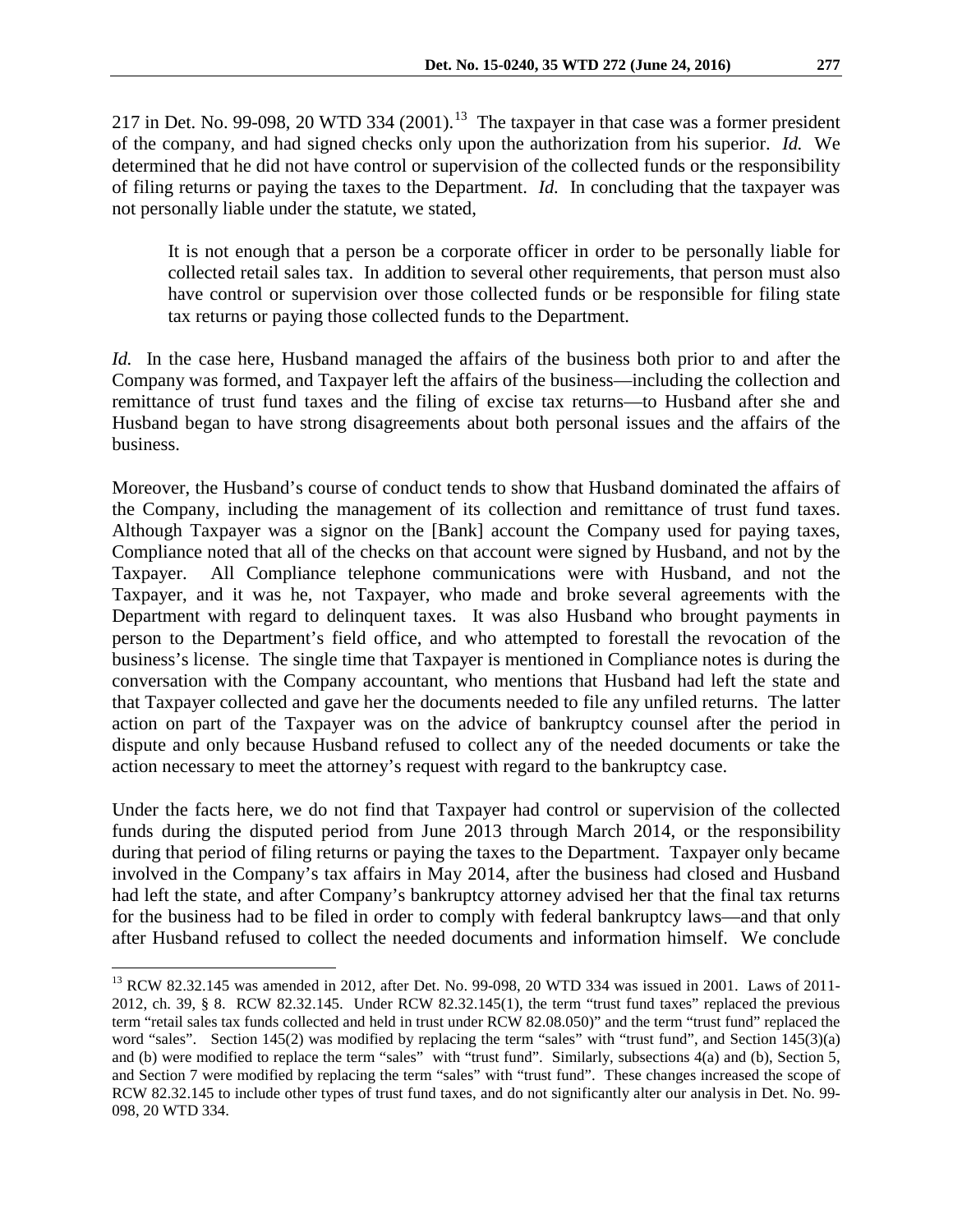217 in Det. No. 99-098, 20 WTD 334 (2001).[13] The taxpayer in that case was a former president of the company, and had signed checks only upon the authorization from his superior. *Id.* We determined that he did not have control or supervision of the collected funds or the responsibility of filing returns or paying the taxes to the Department. *Id.* In concluding that the taxpayer was not personally liable under the statute, we stated,

> It is not enough that a person be a corporate officer in order to be personally liable for collected retail sales tax. In addition to several other requirements, that person must also have control or supervision over those collected funds or be responsible for filing state tax returns or paying those collected funds to the Department.

*Id.* In the case here, Husband managed the affairs of the business both prior to and after the Company was formed, and Taxpayer left the affairs of the business—including the collection and remittance of trust fund taxes and the filing of excise tax returns—to Husband after she and Husband began to have strong disagreements about both personal issues and the affairs of the business.

Moreover, the Husband's course of conduct tends to show that Husband dominated the affairs of the Company, including the management of its collection and remittance of trust fund taxes. Although Taxpayer was a signor on the [Bank] account the Company used for paying taxes, Compliance noted that all of the checks on that account were signed by Husband, and not by the Taxpayer. All Compliance telephone communications were with Husband, and not the Taxpayer, and it was he, not Taxpayer, who made and broke several agreements with the Department with regard to delinquent taxes. It was also Husband who brought payments in person to the Department's field office, and who attempted to forestall the revocation of the business's license. The single time that Taxpayer is mentioned in Compliance notes is during the conversation with the Company accountant, who mentions that Husband had left the state and that Taxpayer collected and gave her the documents needed to file any unfiled returns. The latter action on part of the Taxpayer was on the advice of bankruptcy counsel after the period in dispute and only because Husband refused to collect any of the needed documents or take the action necessary to meet the attorney's request with regard to the bankruptcy case.

Under the facts here, we do not find that Taxpayer had control or supervision of the collected funds during the disputed period from June 2013 through March 2014, or the responsibility during that period of filing returns or paying the taxes to the Department. Taxpayer only became involved in the Company's tax affairs in May 2014, after the business had closed and Husband had left the state, and after Company's bankruptcy attorney advised her that the final tax returns for the business had to be filed in order to comply with federal bankruptcy laws—and that only after Husband refused to collect the needed documents and information himself. We conclude

---

[13] RCW 82.32.145 was amended in 2012, after Det. No. 99-098, 20 WTD 334 was issued in 2001. Laws of 2011-2012, ch. 39, § 8. RCW 82.32.145. Under RCW 82.32.145(1), the term "trust fund taxes" replaced the previous term "retail sales tax funds collected and held in trust under RCW 82.08.050)" and the term "trust fund" replaced the word "sales". Section 145(2) was modified by replacing the term "sales" with "trust fund", and Section 145(3)(a) and (b) were modified to replace the term "sales" with "trust fund". Similarly, subsections 4(a) and (b), Section 5, and Section 7 were modified by replacing the term "sales" with "trust fund". These changes increased the scope of RCW 82.32.145 to include other types of trust fund taxes, and do not significantly alter our analysis in Det. No. 99-098, 20 WTD 334.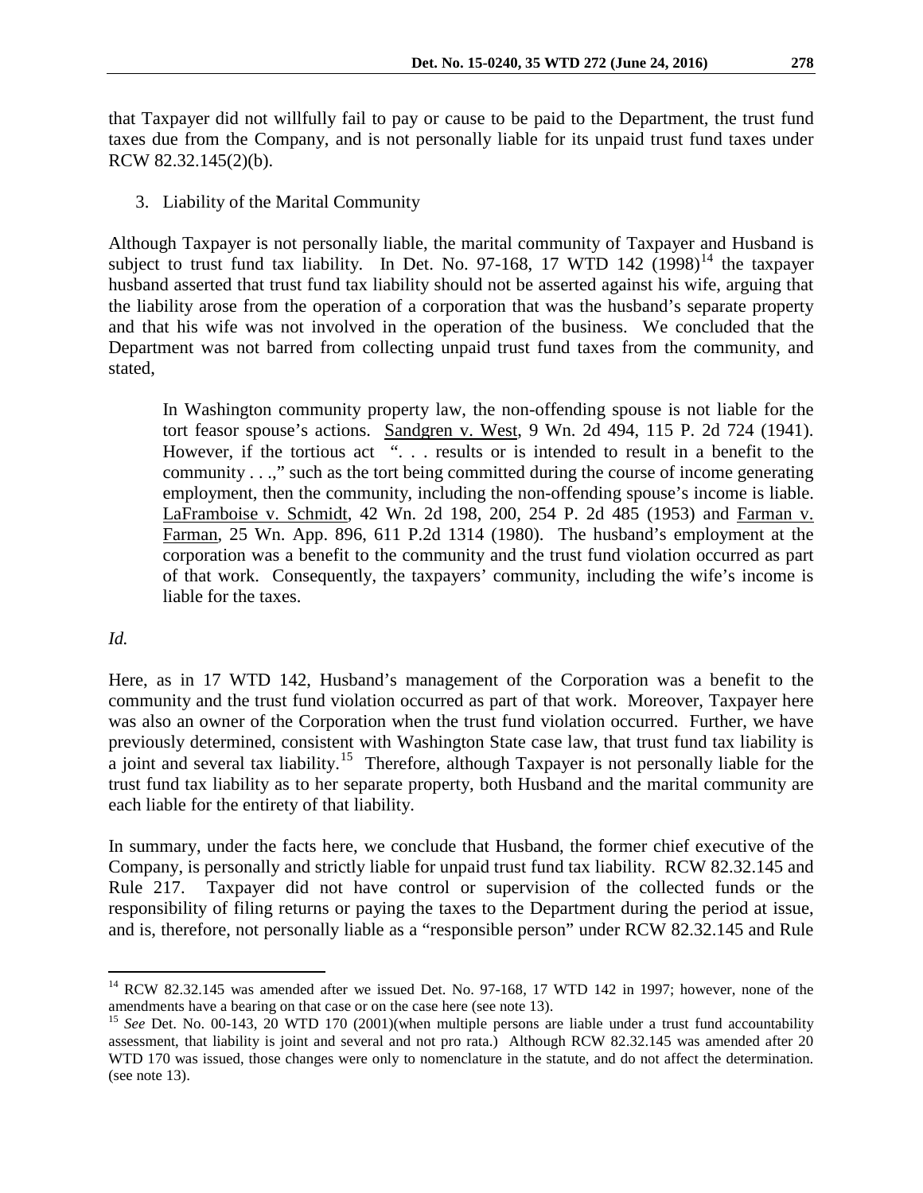that Taxpayer did not willfully fail to pay or cause to be paid to the Department, the trust fund taxes due from the Company, and is not personally liable for its unpaid trust fund taxes under RCW 82.32.145(2)(b).

3. Liability of the Marital Community

Although Taxpayer is not personally liable, the marital community of Taxpayer and Husband is subject to trust fund tax liability. In Det. No. 97-168, 17 WTD 142 (1998)[14] the taxpayer husband asserted that trust fund tax liability should not be asserted against his wife, arguing that the liability arose from the operation of a corporation that was the husband's separate property and that his wife was not involved in the operation of the business. We concluded that the Department was not barred from collecting unpaid trust fund taxes from the community, and stated,

> In Washington community property law, the non-offending spouse is not liable for the tort feasor spouse's actions. Sandgren v. West, 9 Wn. 2d 494, 115 P. 2d 724 (1941). However, if the tortious act ". . . results or is intended to result in a benefit to the community . . .," such as the tort being committed during the course of income generating employment, then the community, including the non-offending spouse's income is liable. LaFramboise v. Schmidt, 42 Wn. 2d 198, 200, 254 P. 2d 485 (1953) and Farman v. Farman, 25 Wn. App. 896, 611 P.2d 1314 (1980). The husband's employment at the corporation was a benefit to the community and the trust fund violation occurred as part of that work. Consequently, the taxpayers' community, including the wife's income is liable for the taxes.

*Id.*

Here, as in 17 WTD 142, Husband's management of the Corporation was a benefit to the community and the trust fund violation occurred as part of that work. Moreover, Taxpayer here was also an owner of the Corporation when the trust fund violation occurred. Further, we have previously determined, consistent with Washington State case law, that trust fund tax liability is a joint and several tax liability.[15] Therefore, although Taxpayer is not personally liable for the trust fund tax liability as to her separate property, both Husband and the marital community are each liable for the entirety of that liability.

In summary, under the facts here, we conclude that Husband, the former chief executive of the Company, is personally and strictly liable for unpaid trust fund tax liability. RCW 82.32.145 and Rule 217. Taxpayer did not have control or supervision of the collected funds or the responsibility of filing returns or paying the taxes to the Department during the period at issue, and is, therefore, not personally liable as a "responsible person" under RCW 82.32.145 and Rule

---

[14] RCW 82.32.145 was amended after we issued Det. No. 97-168, 17 WTD 142 in 1997; however, none of the amendments have a bearing on that case or on the case here (see note 13).

[15] *See* Det. No. 00-143, 20 WTD 170 (2001)(when multiple persons are liable under a trust fund accountability assessment, that liability is joint and several and not pro rata.) Although RCW 82.32.145 was amended after 20 WTD 170 was issued, those changes were only to nomenclature in the statute, and do not affect the determination. (see note 13).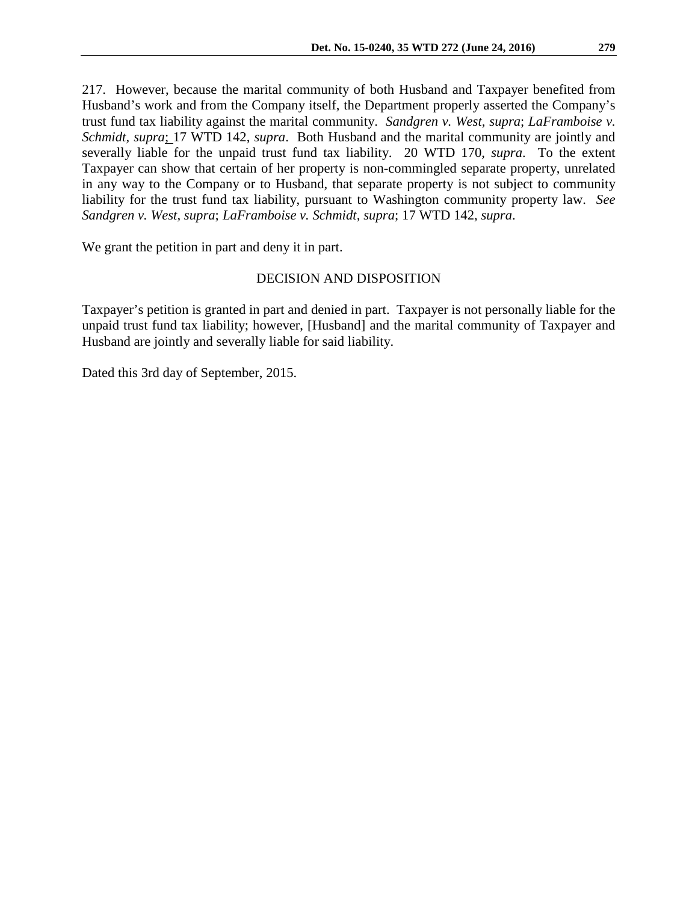217. However, because the marital community of both Husband and Taxpayer benefited from Husband's work and from the Company itself, the Department properly asserted the Company's trust fund tax liability against the marital community. *Sandgren v. West, supra*; *LaFramboise v. Schmidt*, *supra*; 17 WTD 142, *supra*. Both Husband and the marital community are jointly and severally liable for the unpaid trust fund tax liability. 20 WTD 170, *supra*. To the extent Taxpayer can show that certain of her property is non-commingled separate property, unrelated in any way to the Company or to Husband, that separate property is not subject to community liability for the trust fund tax liability, pursuant to Washington community property law. *See Sandgren v. West, supra*; *LaFramboise v. Schmidt*, *supra*; 17 WTD 142, *supra*.

We grant the petition in part and deny it in part.

## DECISION AND DISPOSITION

Taxpayer's petition is granted in part and denied in part. Taxpayer is not personally liable for the unpaid trust fund tax liability; however, [Husband] and the marital community of Taxpayer and Husband are jointly and severally liable for said liability.

Dated this 3rd day of September, 2015.